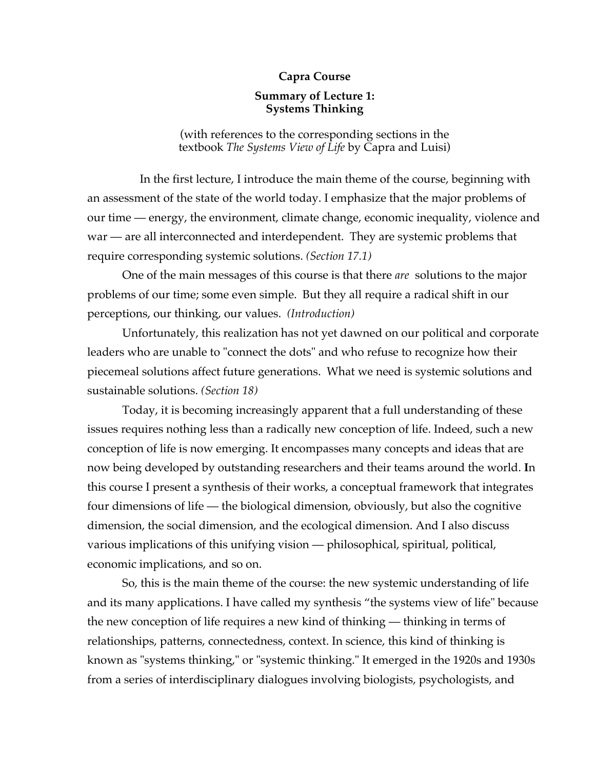**Capra Course**

**Summary of Lecture 1:
Systems Thinking**

(with references to the corresponding sections in the textbook *The Systems View of Life* by Capra and Luisi)

In the first lecture, I introduce the main theme of the course, beginning with an assessment of the state of the world today. I emphasize that the major problems of our time — energy, the environment, climate change, economic inequality, violence and war — are all interconnected and interdependent. They are systemic problems that require corresponding systemic solutions. *(Section 17.1)*

One of the main messages of this course is that there *are* solutions to the major problems of our time; some even simple. But they all require a radical shift in our perceptions, our thinking, our values. *(Introduction)*

Unfortunately, this realization has not yet dawned on our political and corporate leaders who are unable to "connect the dots" and who refuse to recognize how their piecemeal solutions affect future generations. What we need is systemic solutions and sustainable solutions. *(Section 18)*

Today, it is becoming increasingly apparent that a full understanding of these issues requires nothing less than a radically new conception of life. Indeed, such a new conception of life is now emerging. It encompasses many concepts and ideas that are now being developed by outstanding researchers and their teams around the world. **I**n this course I present a synthesis of their works, a conceptual framework that integrates four dimensions of life — the biological dimension, obviously, but also the cognitive dimension, the social dimension, and the ecological dimension. And I also discuss various implications of this unifying vision — philosophical, spiritual, political, economic implications, and so on.

So, this is the main theme of the course: the new systemic understanding of life and its many applications. I have called my synthesis "the systems view of life" because the new conception of life requires a new kind of thinking — thinking in terms of relationships, patterns, connectedness, context. In science, this kind of thinking is known as "systems thinking," or "systemic thinking." It emerged in the 1920s and 1930s from a series of interdisciplinary dialogues involving biologists, psychologists, and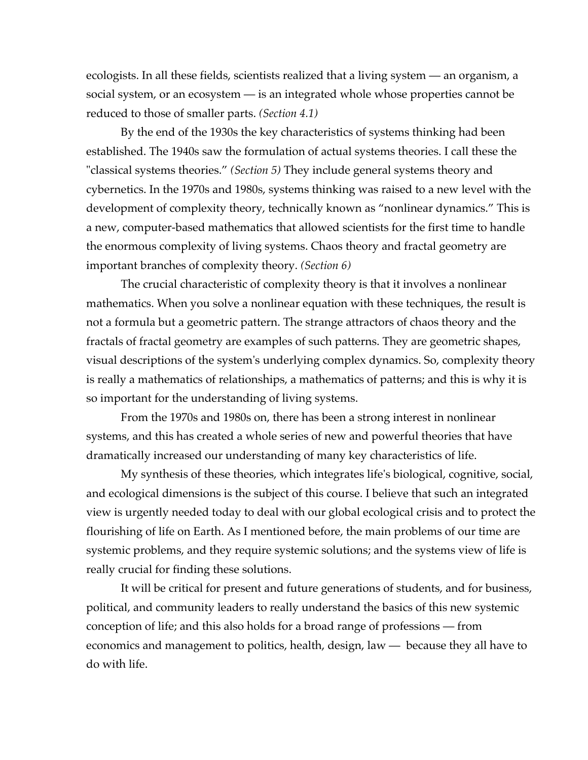ecologists. In all these fields, scientists realized that a living system — an organism, a social system, or an ecosystem — is an integrated whole whose properties cannot be reduced to those of smaller parts. *(Section 4.1)*

By the end of the 1930s the key characteristics of systems thinking had been established. The 1940s saw the formulation of actual systems theories. I call these the "classical systems theories." *(Section 5)* They include general systems theory and cybernetics. In the 1970s and 1980s, systems thinking was raised to a new level with the development of complexity theory, technically known as "nonlinear dynamics." This is a new, computer-based mathematics that allowed scientists for the first time to handle the enormous complexity of living systems. Chaos theory and fractal geometry are important branches of complexity theory. *(Section 6)*

The crucial characteristic of complexity theory is that it involves a nonlinear mathematics. When you solve a nonlinear equation with these techniques, the result is not a formula but a geometric pattern. The strange attractors of chaos theory and the fractals of fractal geometry are examples of such patterns. They are geometric shapes, visual descriptions of the system's underlying complex dynamics. So, complexity theory is really a mathematics of relationships, a mathematics of patterns; and this is why it is so important for the understanding of living systems.

From the 1970s and 1980s on, there has been a strong interest in nonlinear systems, and this has created a whole series of new and powerful theories that have dramatically increased our understanding of many key characteristics of life.

My synthesis of these theories, which integrates life's biological, cognitive, social, and ecological dimensions is the subject of this course. I believe that such an integrated view is urgently needed today to deal with our global ecological crisis and to protect the flourishing of life on Earth. As I mentioned before, the main problems of our time are systemic problems, and they require systemic solutions; and the systems view of life is really crucial for finding these solutions.

It will be critical for present and future generations of students, and for business, political, and community leaders to really understand the basics of this new systemic conception of life; and this also holds for a broad range of professions — from economics and management to politics, health, design, law — because they all have to do with life.